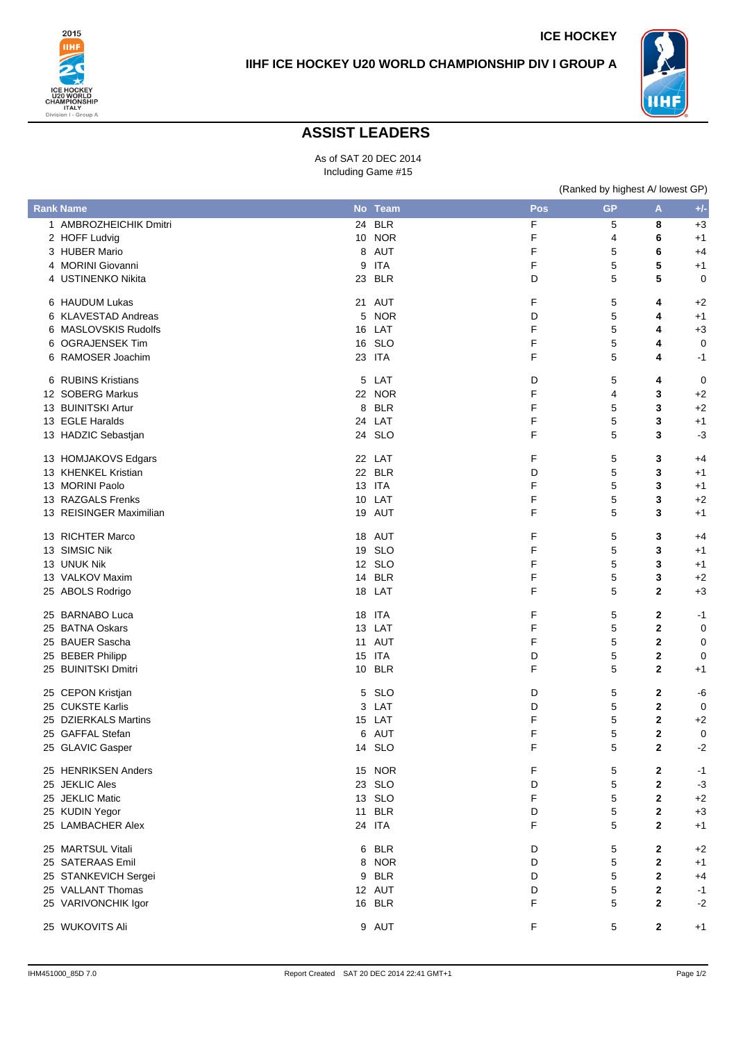ICE HOCKEY

**IIHF ICE HOCKEY U20 WORLD CHAMPIONSHIP DIV I GROUP A**

# ASSIST LEADERS

As of SAT 20 DEC 2014
Including Game #15

(Ranked by highest A/ lowest GP)

| Rank | Name | No | Team | Pos | GP | A | +/- |
|---|---|---|---|---|---|---|---|
| 1 | AMBROZHEICHIK Dmitri | 24 | BLR | F | 5 | **8** | +3 |
| 2 | HOFF Ludvig | 10 | NOR | F | 4 | **6** | +1 |
| 3 | HUBER Mario | 8 | AUT | F | 5 | **6** | +4 |
| 4 | MORINI Giovanni | 9 | ITA | F | 5 | **5** | +1 |
| 4 | USTINENKO Nikita | 23 | BLR | D | 5 | **5** | 0 |
| 6 | HAUDUM Lukas | 21 | AUT | F | 5 | **4** | +2 |
| 6 | KLAVESTAD Andreas | 5 | NOR | D | 5 | **4** | +1 |
| 6 | MASLOVSKIS Rudolfs | 16 | LAT | F | 5 | **4** | +3 |
| 6 | OGRAJENSEK Tim | 16 | SLO | F | 5 | **4** | 0 |
| 6 | RAMOSER Joachim | 23 | ITA | F | 5 | **4** | -1 |
| 6 | RUBINS Kristians | 5 | LAT | D | 5 | **4** | 0 |
| 12 | SOBERG Markus | 22 | NOR | F | 4 | **3** | +2 |
| 13 | BUINITSKI Artur | 8 | BLR | F | 5 | **3** | +2 |
| 13 | EGLE Haralds | 24 | LAT | F | 5 | **3** | +1 |
| 13 | HADZIC Sebastjan | 24 | SLO | F | 5 | **3** | -3 |
| 13 | HOMJAKOVS Edgars | 22 | LAT | F | 5 | **3** | +4 |
| 13 | KHENKEL Kristian | 22 | BLR | D | 5 | **3** | +1 |
| 13 | MORINI Paolo | 13 | ITA | F | 5 | **3** | +1 |
| 13 | RAZGALS Frenks | 10 | LAT | F | 5 | **3** | +2 |
| 13 | REISINGER Maximilian | 19 | AUT | F | 5 | **3** | +1 |
| 13 | RICHTER Marco | 18 | AUT | F | 5 | **3** | +4 |
| 13 | SIMSIC Nik | 19 | SLO | F | 5 | **3** | +1 |
| 13 | UNUK Nik | 12 | SLO | F | 5 | **3** | +1 |
| 13 | VALKOV Maxim | 14 | BLR | F | 5 | **3** | +2 |
| 25 | ABOLS Rodrigo | 18 | LAT | F | 5 | **2** | +3 |
| 25 | BARNABO Luca | 18 | ITA | F | 5 | **2** | -1 |
| 25 | BATNA Oskars | 13 | LAT | F | 5 | **2** | 0 |
| 25 | BAUER Sascha | 11 | AUT | F | 5 | **2** | 0 |
| 25 | BEBER Philipp | 15 | ITA | D | 5 | **2** | 0 |
| 25 | BUINITSKI Dmitri | 10 | BLR | F | 5 | **2** | +1 |
| 25 | CEPON Kristjan | 5 | SLO | D | 5 | **2** | -6 |
| 25 | CUKSTE Karlis | 3 | LAT | D | 5 | **2** | 0 |
| 25 | DZIERKALS Martins | 15 | LAT | F | 5 | **2** | +2 |
| 25 | GAFFAL Stefan | 6 | AUT | F | 5 | **2** | 0 |
| 25 | GLAVIC Gasper | 14 | SLO | F | 5 | **2** | -2 |
| 25 | HENRIKSEN Anders | 15 | NOR | F | 5 | **2** | -1 |
| 25 | JEKLIC Ales | 23 | SLO | D | 5 | **2** | -3 |
| 25 | JEKLIC Matic | 13 | SLO | F | 5 | **2** | +2 |
| 25 | KUDIN Yegor | 11 | BLR | D | 5 | **2** | +3 |
| 25 | LAMBACHER Alex | 24 | ITA | F | 5 | **2** | +1 |
| 25 | MARTSUL Vitali | 6 | BLR | D | 5 | **2** | +2 |
| 25 | SATERAAS Emil | 8 | NOR | D | 5 | **2** | +1 |
| 25 | STANKEVICH Sergei | 9 | BLR | D | 5 | **2** | +4 |
| 25 | VALLANT Thomas | 12 | AUT | D | 5 | **2** | -1 |
| 25 | VARIVONCHIK Igor | 16 | BLR | F | 5 | **2** | -2 |
| 25 | WUKOVITS Ali | 9 | AUT | F | 5 | **2** | +1 |

IHM451000_85D 7.0 — Report Created SAT 20 DEC 2014 22:41 GMT+1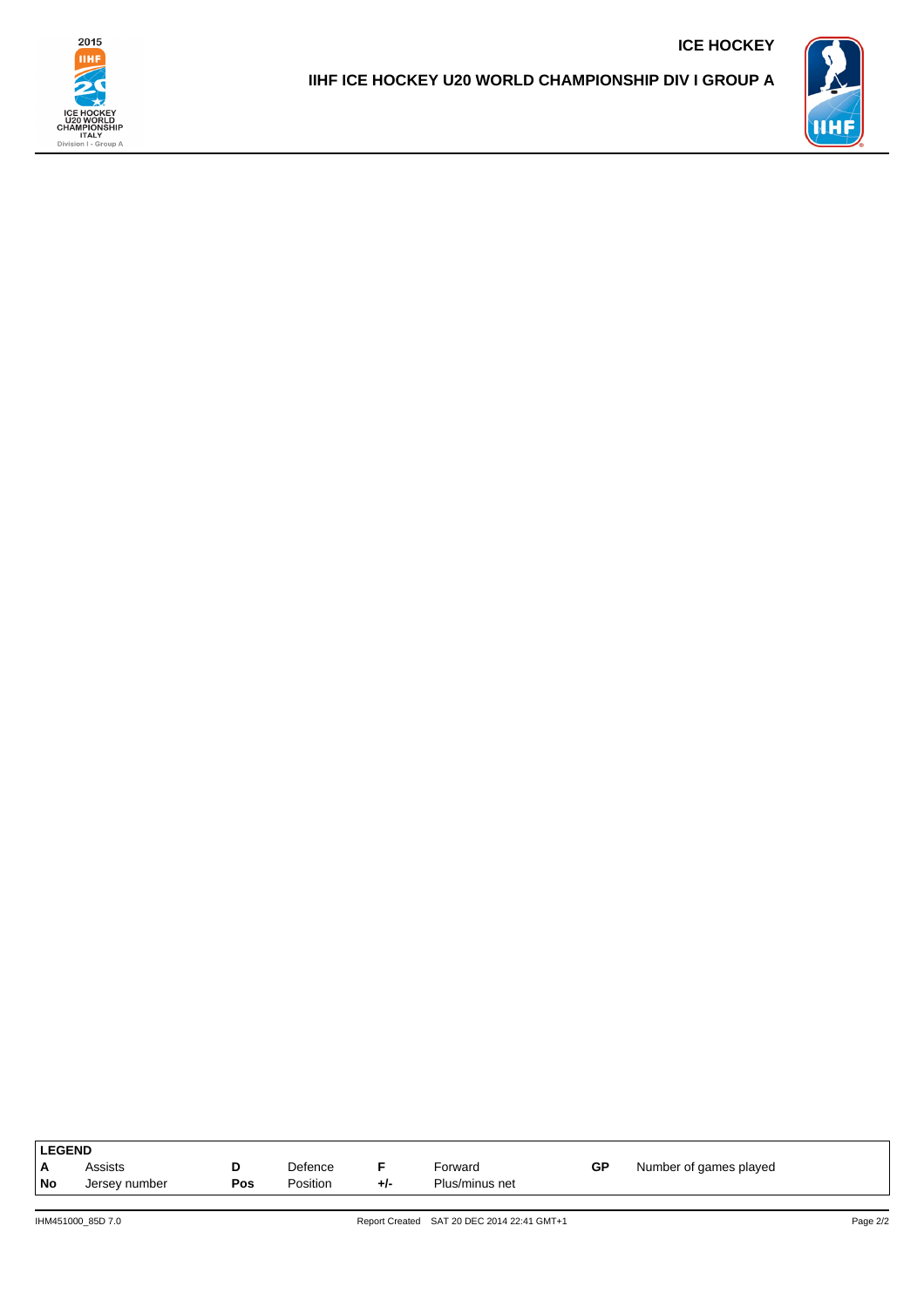**LEGEND**

| | | | | | | | |
|---|---|---|---|---|---|---|---|
| **A** | Assists | **D** | Defence | **F** | Forward | **GP** | Number of games played |
| **No** | Jersey number | **Pos** | Position | **+/-** | Plus/minus net | | |

IHM451000_85D 7.0

Report Created SAT 20 DEC 2014 22:41 GMT+1